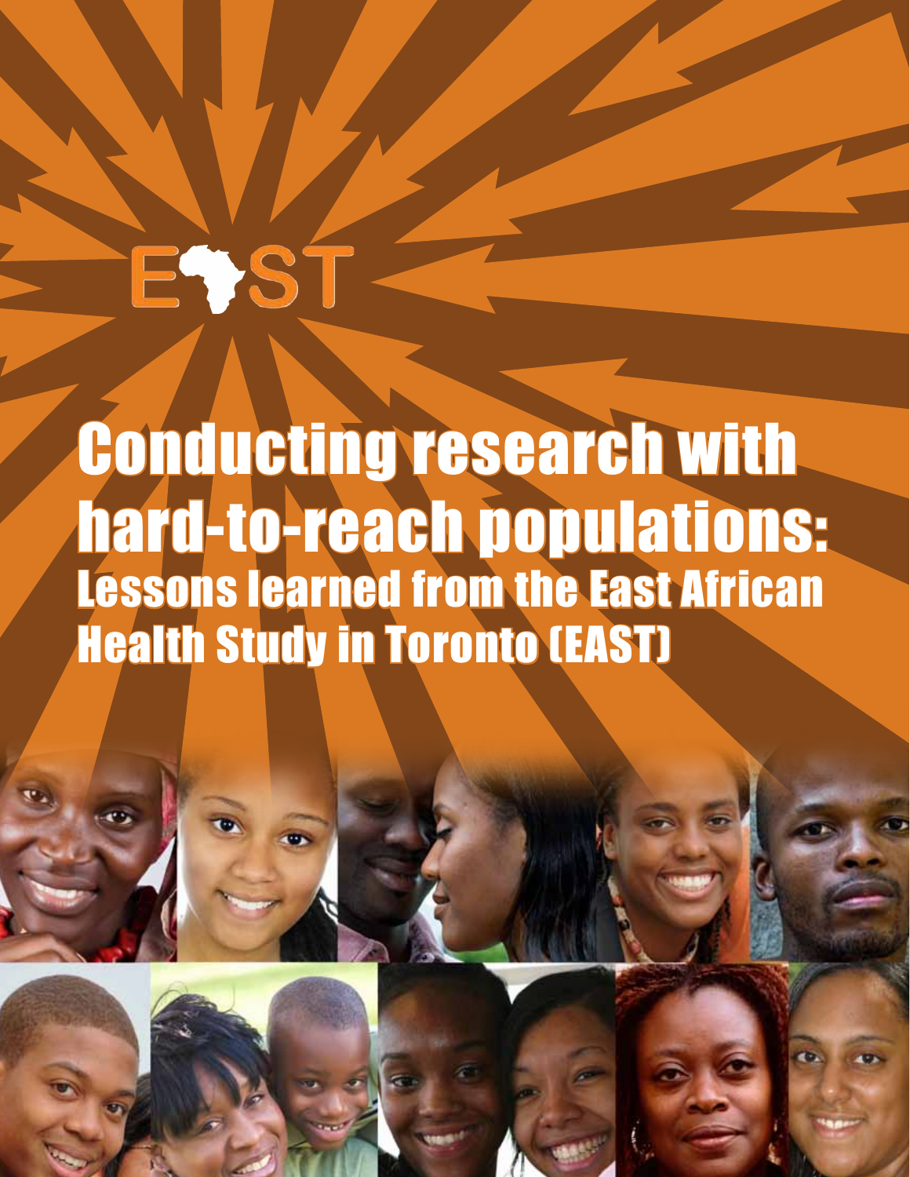EAST

# Conducting research with hard-to-reach populations:

## Lessons learned from the East African Health Study in Toronto (EAST)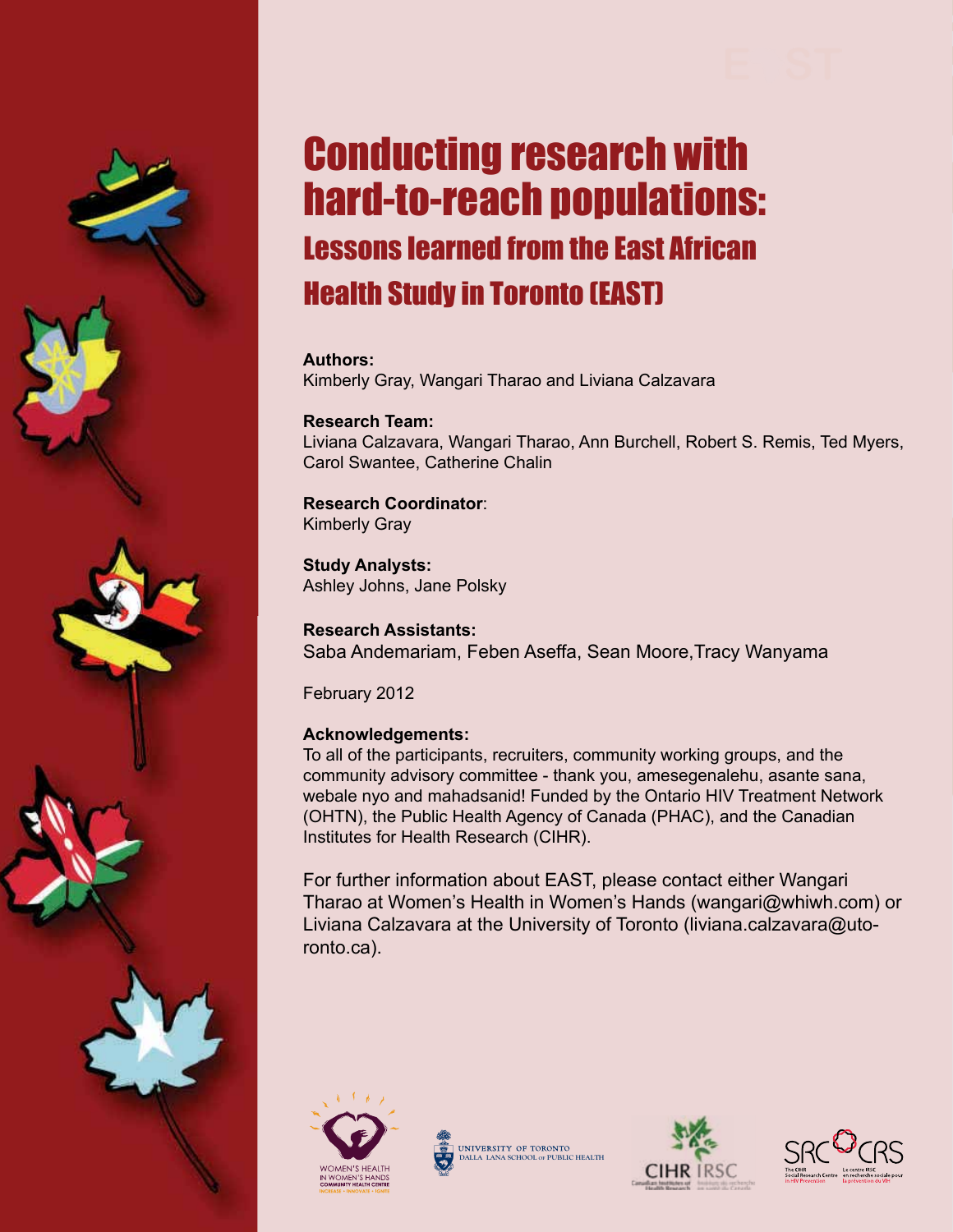# Conducting research with hard-to-reach populations:

## Lessons learned from the East African Health Study in Toronto (EAST)

**Authors:**
Kimberly Gray, Wangari Tharao and Liviana Calzavara

**Research Team:**
Liviana Calzavara, Wangari Tharao, Ann Burchell, Robert S. Remis, Ted Myers, Carol Swantee, Catherine Chalin

**Research Coordinator**:
Kimberly Gray

**Study Analysts:**
Ashley Johns, Jane Polsky

**Research Assistants:**
Saba Andemariam, Feben Aseffa, Sean Moore,Tracy Wanyama

February 2012

**Acknowledgements:**
To all of the participants, recruiters, community working groups, and the community advisory committee - thank you, amesegenalehu, asante sana, webale nyo and mahadsanid! Funded by the Ontario HIV Treatment Network (OHTN), the Public Health Agency of Canada (PHAC), and the Canadian Institutes for Health Research (CIHR).

For further information about EAST, please contact either Wangari Tharao at Women's Health in Women's Hands (wangari@whiwh.com) or Liviana Calzavara at the University of Toronto (liviana.calzavara@utoronto.ca).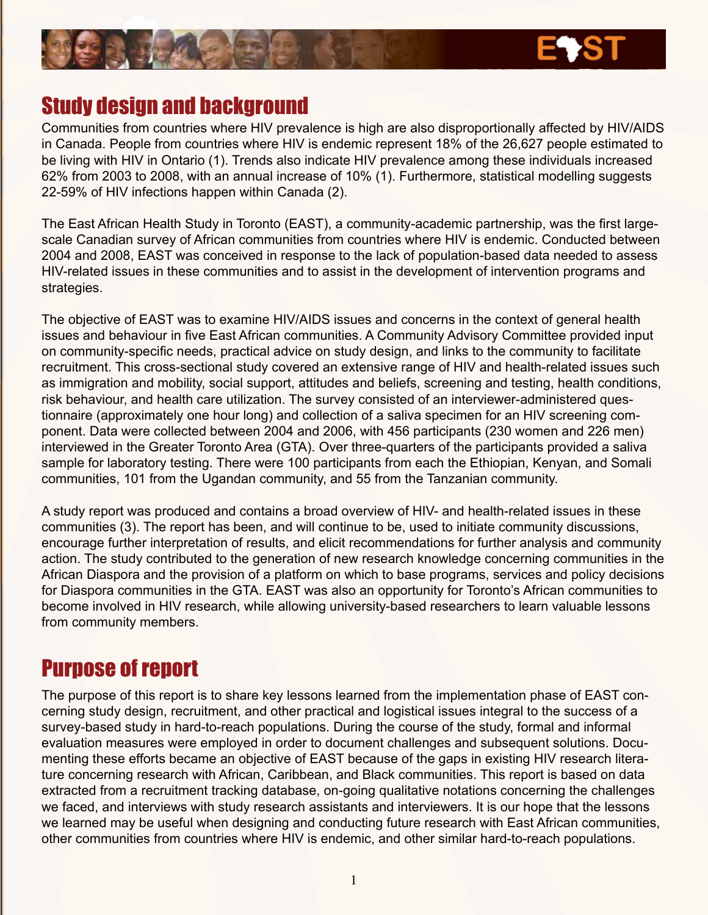## Study design and background

Communities from countries where HIV prevalence is high are also disproportionally affected by HIV/AIDS in Canada. People from countries where HIV is endemic represent 18% of the 26,627 people estimated to be living with HIV in Ontario (1). Trends also indicate HIV prevalence among these individuals increased 62% from 2003 to 2008, with an annual increase of 10% (1). Furthermore, statistical modelling suggests 22-59% of HIV infections happen within Canada (2).

The East African Health Study in Toronto (EAST), a community-academic partnership, was the first large-scale Canadian survey of African communities from countries where HIV is endemic. Conducted between 2004 and 2008, EAST was conceived in response to the lack of population-based data needed to assess HIV-related issues in these communities and to assist in the development of intervention programs and strategies.

The objective of EAST was to examine HIV/AIDS issues and concerns in the context of general health issues and behaviour in five East African communities. A Community Advisory Committee provided input on community-specific needs, practical advice on study design, and links to the community to facilitate recruitment. This cross-sectional study covered an extensive range of HIV and health-related issues such as immigration and mobility, social support, attitudes and beliefs, screening and testing, health conditions, risk behaviour, and health care utilization. The survey consisted of an interviewer-administered questionnaire (approximately one hour long) and collection of a saliva specimen for an HIV screening component. Data were collected between 2004 and 2006, with 456 participants (230 women and 226 men) interviewed in the Greater Toronto Area (GTA). Over three-quarters of the participants provided a saliva sample for laboratory testing. There were 100 participants from each the Ethiopian, Kenyan, and Somali communities, 101 from the Ugandan community, and 55 from the Tanzanian community.

A study report was produced and contains a broad overview of HIV- and health-related issues in these communities (3). The report has been, and will continue to be, used to initiate community discussions, encourage further interpretation of results, and elicit recommendations for further analysis and community action. The study contributed to the generation of new research knowledge concerning communities in the African Diaspora and the provision of a platform on which to base programs, services and policy decisions for Diaspora communities in the GTA. EAST was also an opportunity for Toronto's African communities to become involved in HIV research, while allowing university-based researchers to learn valuable lessons from community members.

## Purpose of report

The purpose of this report is to share key lessons learned from the implementation phase of EAST concerning study design, recruitment, and other practical and logistical issues integral to the success of a survey-based study in hard-to-reach populations. During the course of the study, formal and informal evaluation measures were employed in order to document challenges and subsequent solutions. Documenting these efforts became an objective of EAST because of the gaps in existing HIV research literature concerning research with African, Caribbean, and Black communities. This report is based on data extracted from a recruitment tracking database, on-going qualitative notations concerning the challenges we faced, and interviews with study research assistants and interviewers. It is our hope that the lessons we learned may be useful when designing and conducting future research with East African communities, other communities from countries where HIV is endemic, and other similar hard-to-reach populations.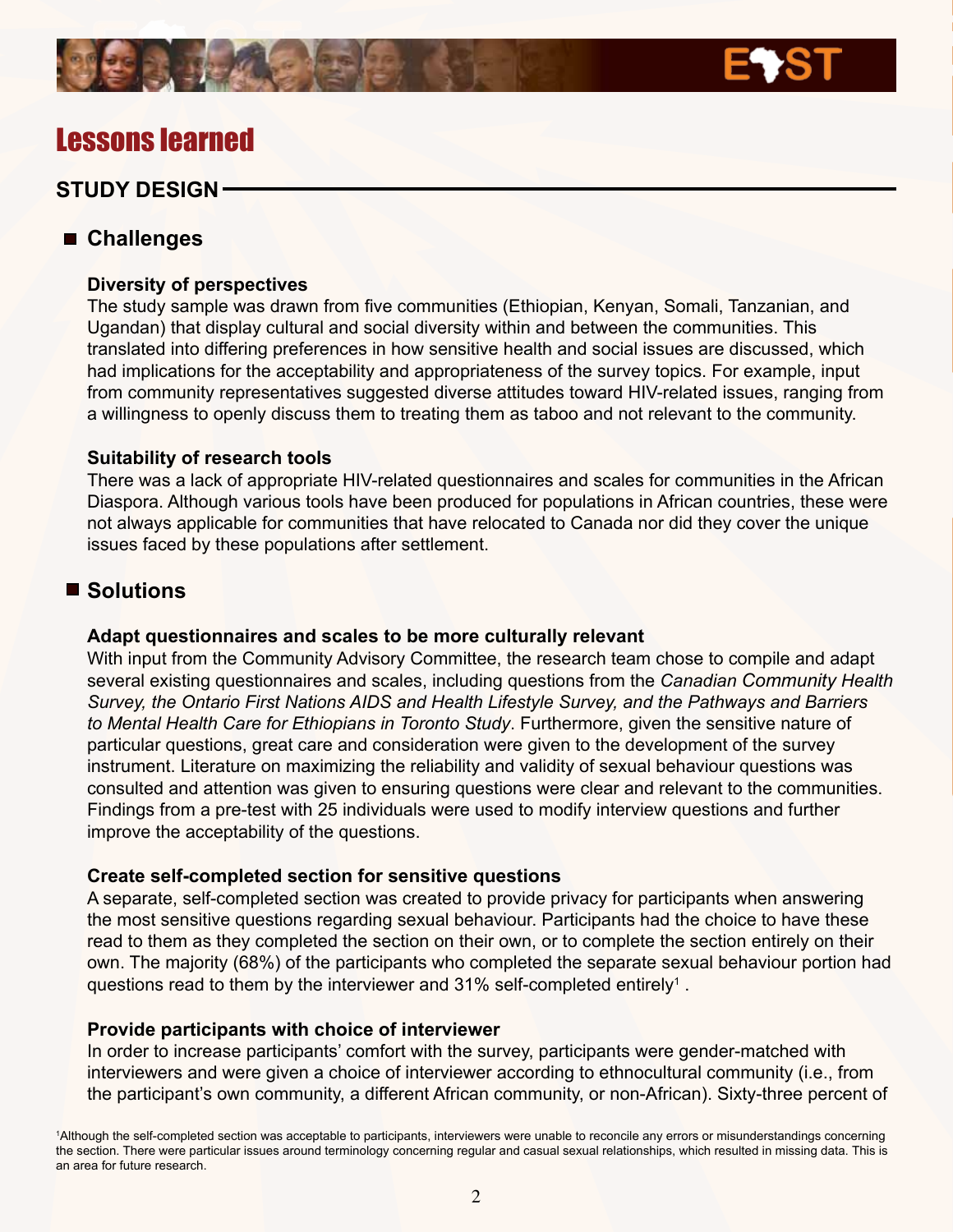# Lessons learned

## STUDY DESIGN

### Challenges

**Diversity of perspectives**

The study sample was drawn from five communities (Ethiopian, Kenyan, Somali, Tanzanian, and Ugandan) that display cultural and social diversity within and between the communities. This translated into differing preferences in how sensitive health and social issues are discussed, which had implications for the acceptability and appropriateness of the survey topics. For example, input from community representatives suggested diverse attitudes toward HIV-related issues, ranging from a willingness to openly discuss them to treating them as taboo and not relevant to the community.

**Suitability of research tools**

There was a lack of appropriate HIV-related questionnaires and scales for communities in the African Diaspora. Although various tools have been produced for populations in African countries, these were not always applicable for communities that have relocated to Canada nor did they cover the unique issues faced by these populations after settlement.

### Solutions

**Adapt questionnaires and scales to be more culturally relevant**

With input from the Community Advisory Committee, the research team chose to compile and adapt several existing questionnaires and scales, including questions from the *Canadian Community Health Survey, the Ontario First Nations AIDS and Health Lifestyle Survey, and the Pathways and Barriers to Mental Health Care for Ethiopians in Toronto Study*. Furthermore, given the sensitive nature of particular questions, great care and consideration were given to the development of the survey instrument. Literature on maximizing the reliability and validity of sexual behaviour questions was consulted and attention was given to ensuring questions were clear and relevant to the communities. Findings from a pre-test with 25 individuals were used to modify interview questions and further improve the acceptability of the questions.

**Create self-completed section for sensitive questions**

A separate, self-completed section was created to provide privacy for participants when answering the most sensitive questions regarding sexual behaviour. Participants had the choice to have these read to them as they completed the section on their own, or to complete the section entirely on their own. The majority (68%) of the participants who completed the separate sexual behaviour portion had questions read to them by the interviewer and 31% self-completed entirely[1] .

**Provide participants with choice of interviewer**

In order to increase participants' comfort with the survey, participants were gender-matched with interviewers and were given a choice of interviewer according to ethnocultural community (i.e., from the participant's own community, a different African community, or non-African). Sixty-three percent of

[1]Although the self-completed section was acceptable to participants, interviewers were unable to reconcile any errors or misunderstandings concerning the section. There were particular issues around terminology concerning regular and casual sexual relationships, which resulted in missing data. This is an area for future research.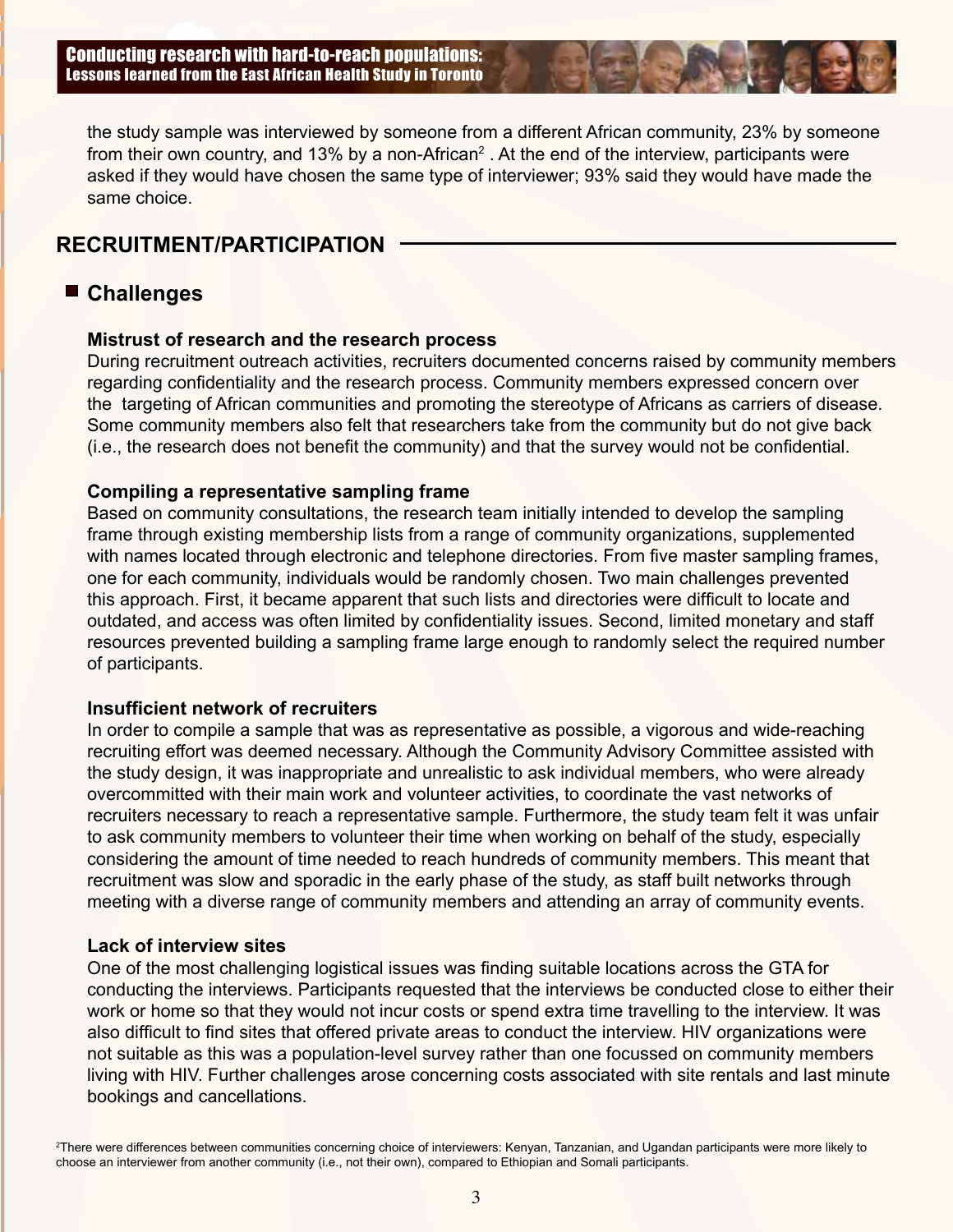the study sample was interviewed by someone from a different African community, 23% by someone from their own country, and 13% by a non-African[2] . At the end of the interview, participants were asked if they would have chosen the same type of interviewer; 93% said they would have made the same choice.

## RECRUITMENT/PARTICIPATION

### Challenges

**Mistrust of research and the research process**

During recruitment outreach activities, recruiters documented concerns raised by community members regarding confidentiality and the research process. Community members expressed concern over the targeting of African communities and promoting the stereotype of Africans as carriers of disease. Some community members also felt that researchers take from the community but do not give back (i.e., the research does not benefit the community) and that the survey would not be confidential.

**Compiling a representative sampling frame**

Based on community consultations, the research team initially intended to develop the sampling frame through existing membership lists from a range of community organizations, supplemented with names located through electronic and telephone directories. From five master sampling frames, one for each community, individuals would be randomly chosen. Two main challenges prevented this approach. First, it became apparent that such lists and directories were difficult to locate and outdated, and access was often limited by confidentiality issues. Second, limited monetary and staff resources prevented building a sampling frame large enough to randomly select the required number of participants.

**Insufficient network of recruiters**

In order to compile a sample that was as representative as possible, a vigorous and wide-reaching recruiting effort was deemed necessary. Although the Community Advisory Committee assisted with the study design, it was inappropriate and unrealistic to ask individual members, who were already overcommitted with their main work and volunteer activities, to coordinate the vast networks of recruiters necessary to reach a representative sample. Furthermore, the study team felt it was unfair to ask community members to volunteer their time when working on behalf of the study, especially considering the amount of time needed to reach hundreds of community members. This meant that recruitment was slow and sporadic in the early phase of the study, as staff built networks through meeting with a diverse range of community members and attending an array of community events.

**Lack of interview sites**

One of the most challenging logistical issues was finding suitable locations across the GTA for conducting the interviews. Participants requested that the interviews be conducted close to either their work or home so that they would not incur costs or spend extra time travelling to the interview. It was also difficult to find sites that offered private areas to conduct the interview. HIV organizations were not suitable as this was a population-level survey rather than one focussed on community members living with HIV. Further challenges arose concerning costs associated with site rentals and last minute bookings and cancellations.

[2] There were differences between communities concerning choice of interviewers: Kenyan, Tanzanian, and Ugandan participants were more likely to choose an interviewer from another community (i.e., not their own), compared to Ethiopian and Somali participants.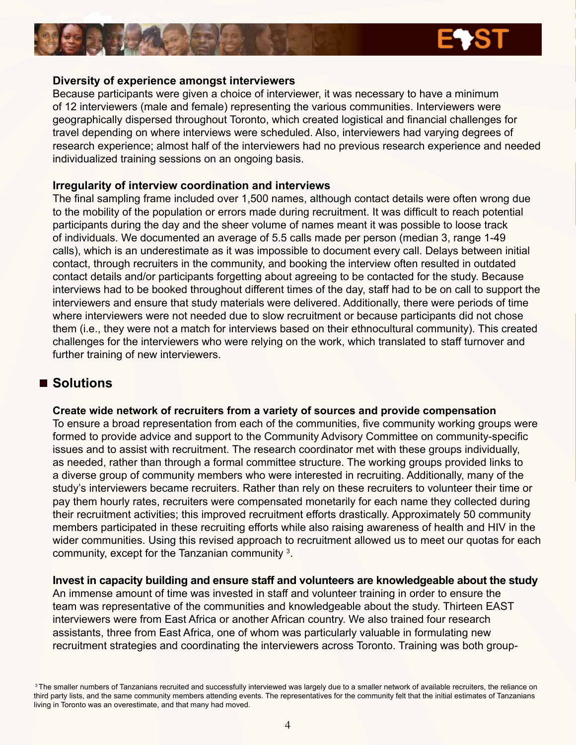**Diversity of experience amongst interviewers**

Because participants were given a choice of interviewer, it was necessary to have a minimum of 12 interviewers (male and female) representing the various communities. Interviewers were geographically dispersed throughout Toronto, which created logistical and financial challenges for travel depending on where interviews were scheduled. Also, interviewers had varying degrees of research experience; almost half of the interviewers had no previous research experience and needed individualized training sessions on an ongoing basis.

**Irregularity of interview coordination and interviews**

The final sampling frame included over 1,500 names, although contact details were often wrong due to the mobility of the population or errors made during recruitment. It was difficult to reach potential participants during the day and the sheer volume of names meant it was possible to loose track of individuals. We documented an average of 5.5 calls made per person (median 3, range 1-49 calls), which is an underestimate as it was impossible to document every call. Delays between initial contact, through recruiters in the community, and booking the interview often resulted in outdated contact details and/or participants forgetting about agreeing to be contacted for the study. Because interviews had to be booked throughout different times of the day, staff had to be on call to support the interviewers and ensure that study materials were delivered. Additionally, there were periods of time where interviewers were not needed due to slow recruitment or because participants did not chose them (i.e., they were not a match for interviews based on their ethnocultural community). This created challenges for the interviewers who were relying on the work, which translated to staff turnover and further training of new interviewers.

## Solutions

**Create wide network of recruiters from a variety of sources and provide compensation**

To ensure a broad representation from each of the communities, five community working groups were formed to provide advice and support to the Community Advisory Committee on community-specific issues and to assist with recruitment. The research coordinator met with these groups individually, as needed, rather than through a formal committee structure. The working groups provided links to a diverse group of community members who were interested in recruiting. Additionally, many of the study's interviewers became recruiters. Rather than rely on these recruiters to volunteer their time or pay them hourly rates, recruiters were compensated monetarily for each name they collected during their recruitment activities; this improved recruitment efforts drastically. Approximately 50 community members participated in these recruiting efforts while also raising awareness of health and HIV in the wider communities. Using this revised approach to recruitment allowed us to meet our quotas for each community, except for the Tanzanian community [3].

**Invest in capacity building and ensure staff and volunteers are knowledgeable about the study**

An immense amount of time was invested in staff and volunteer training in order to ensure the team was representative of the communities and knowledgeable about the study. Thirteen EAST interviewers were from East Africa or another African country. We also trained four research assistants, three from East Africa, one of whom was particularly valuable in formulating new recruitment strategies and coordinating the interviewers across Toronto. Training was both group-

[3] The smaller numbers of Tanzanians recruited and successfully interviewed was largely due to a smaller network of available recruiters, the reliance on third party lists, and the same community members attending events. The representatives for the community felt that the initial estimates of Tanzanians living in Toronto was an overestimate, and that many had moved.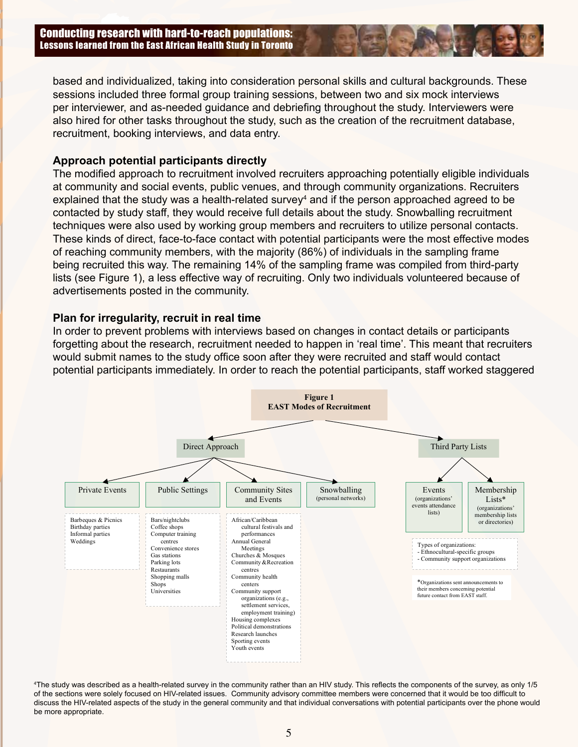based and individualized, taking into consideration personal skills and cultural backgrounds. These sessions included three formal group training sessions, between two and six mock interviews per interviewer, and as-needed guidance and debriefing throughout the study. Interviewers were also hired for other tasks throughout the study, such as the creation of the recruitment database, recruitment, booking interviews, and data entry.

### Approach potential participants directly

The modified approach to recruitment involved recruiters approaching potentially eligible individuals at community and social events, public venues, and through community organizations. Recruiters explained that the study was a health-related survey[4] and if the person approached agreed to be contacted by study staff, they would receive full details about the study. Snowballing recruitment techniques were also used by working group members and recruiters to utilize personal contacts. These kinds of direct, face-to-face contact with potential participants were the most effective modes of reaching community members, with the majority (86%) of individuals in the sampling frame being recruited this way. The remaining 14% of the sampling frame was compiled from third-party lists (see Figure 1), a less effective way of recruiting. Only two individuals volunteered because of advertisements posted in the community.

### Plan for irregularity, recruit in real time

In order to prevent problems with interviews based on changes in contact details or participants forgetting about the research, recruitment needed to happen in 'real time'. This meant that recruiters would submit names to the study office soon after they were recruited and staff would contact potential participants immediately. In order to reach the potential participants, staff worked staggered

**Figure 1**
**EAST Modes of Recruitment**

- **Direct Approach**
  - **Private Events**
    - Barbeques & Picnics
    - Birthday parties
    - Informal parties
    - Weddings
  - **Public Settings**
    - Bars/nightclubs
    - Coffee shops
    - Computer training centres
    - Convenience stores
    - Gas stations
    - Parking lots
    - Restaurants
    - Shopping malls
    - Shops
    - Universities
  - **Community Sites and Events**
    - African/Caribbean cultural festivals and performances
    - Annual General Meetings
    - Churches & Mosques
    - Community & Recreation centres
    - Community health centers
    - Community support organizations (e.g., settlement services, employment training)
    - Housing complexes
    - Political demonstrations
    - Research launches
    - Sporting events
    - Youth events
  - **Snowballing** (personal networks)
- **Third Party Lists**
  - **Events** (organizations' events attendance lists)
  - **Membership Lists*** (organizations' membership lists or directories)
  - Types of organizations:
    - Ethnocultural-specific groups
    - Community support organizations

*Organizations sent announcements to their members concerning potential future contact from EAST staff.

[4] The study was described as a health-related survey in the community rather than an HIV study. This reflects the components of the survey, as only 1/5 of the sections were solely focused on HIV-related issues. Community advisory committee members were concerned that it would be too difficult to discuss the HIV-related aspects of the study in the general community and that individual conversations with potential participants over the phone would be more appropriate.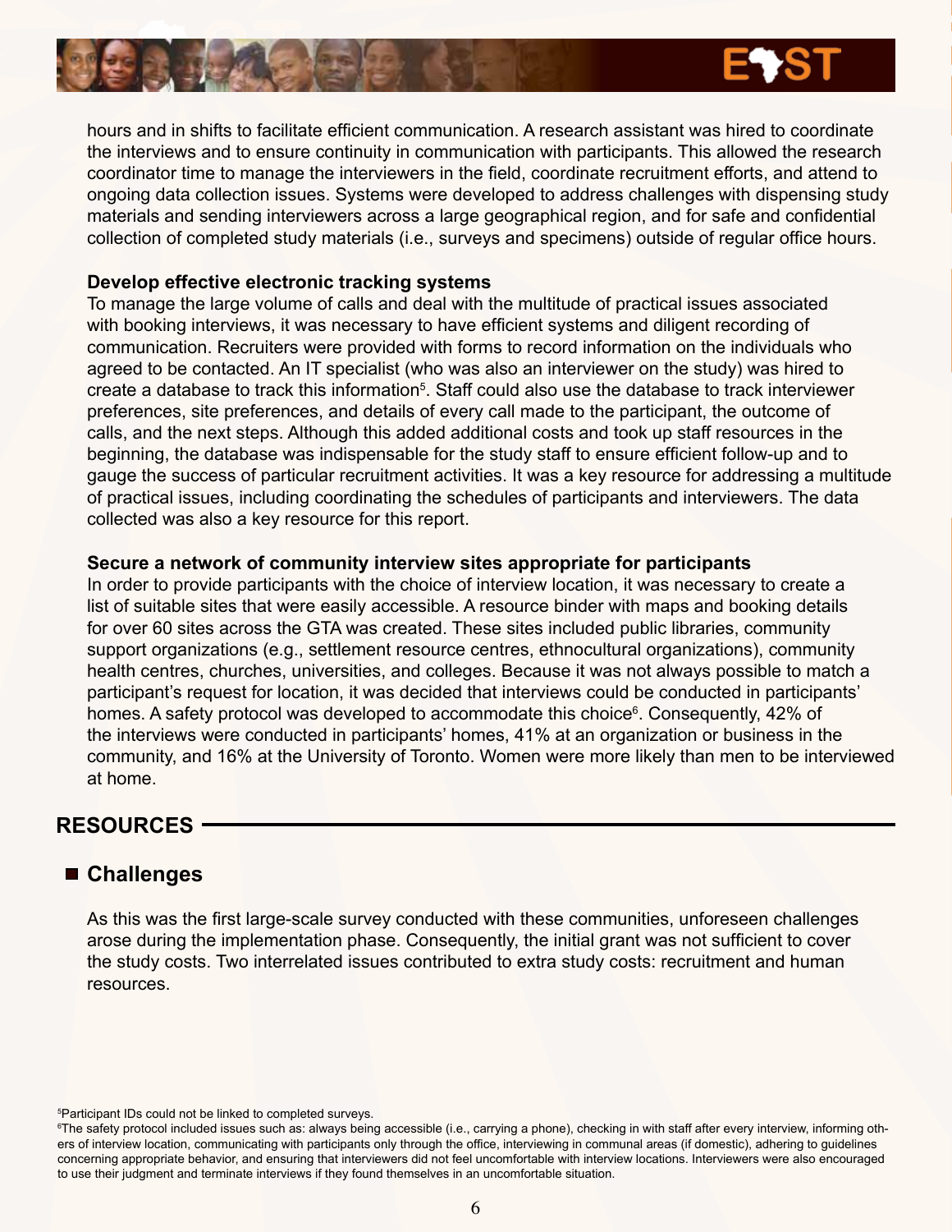hours and in shifts to facilitate efficient communication. A research assistant was hired to coordinate the interviews and to ensure continuity in communication with participants. This allowed the research coordinator time to manage the interviewers in the field, coordinate recruitment efforts, and attend to ongoing data collection issues. Systems were developed to address challenges with dispensing study materials and sending interviewers across a large geographical region, and for safe and confidential collection of completed study materials (i.e., surveys and specimens) outside of regular office hours.

**Develop effective electronic tracking systems**

To manage the large volume of calls and deal with the multitude of practical issues associated with booking interviews, it was necessary to have efficient systems and diligent recording of communication. Recruiters were provided with forms to record information on the individuals who agreed to be contacted. An IT specialist (who was also an interviewer on the study) was hired to create a database to track this information[5]. Staff could also use the database to track interviewer preferences, site preferences, and details of every call made to the participant, the outcome of calls, and the next steps. Although this added additional costs and took up staff resources in the beginning, the database was indispensable for the study staff to ensure efficient follow-up and to gauge the success of particular recruitment activities. It was a key resource for addressing a multitude of practical issues, including coordinating the schedules of participants and interviewers. The data collected was also a key resource for this report.

**Secure a network of community interview sites appropriate for participants**

In order to provide participants with the choice of interview location, it was necessary to create a list of suitable sites that were easily accessible. A resource binder with maps and booking details for over 60 sites across the GTA was created. These sites included public libraries, community support organizations (e.g., settlement resource centres, ethnocultural organizations), community health centres, churches, universities, and colleges. Because it was not always possible to match a participant's request for location, it was decided that interviews could be conducted in participants' homes. A safety protocol was developed to accommodate this choice[6]. Consequently, 42% of the interviews were conducted in participants' homes, 41% at an organization or business in the community, and 16% at the University of Toronto. Women were more likely than men to be interviewed at home.

## RESOURCES

### Challenges

As this was the first large-scale survey conducted with these communities, unforeseen challenges arose during the implementation phase. Consequently, the initial grant was not sufficient to cover the study costs. Two interrelated issues contributed to extra study costs: recruitment and human resources.

[5]Participant IDs could not be linked to completed surveys.

[6]The safety protocol included issues such as: always being accessible (i.e., carrying a phone), checking in with staff after every interview, informing others of interview location, communicating with participants only through the office, interviewing in communal areas (if domestic), adhering to guidelines concerning appropriate behavior, and ensuring that interviewers did not feel uncomfortable with interview locations. Interviewers were also encouraged to use their judgment and terminate interviews if they found themselves in an uncomfortable situation.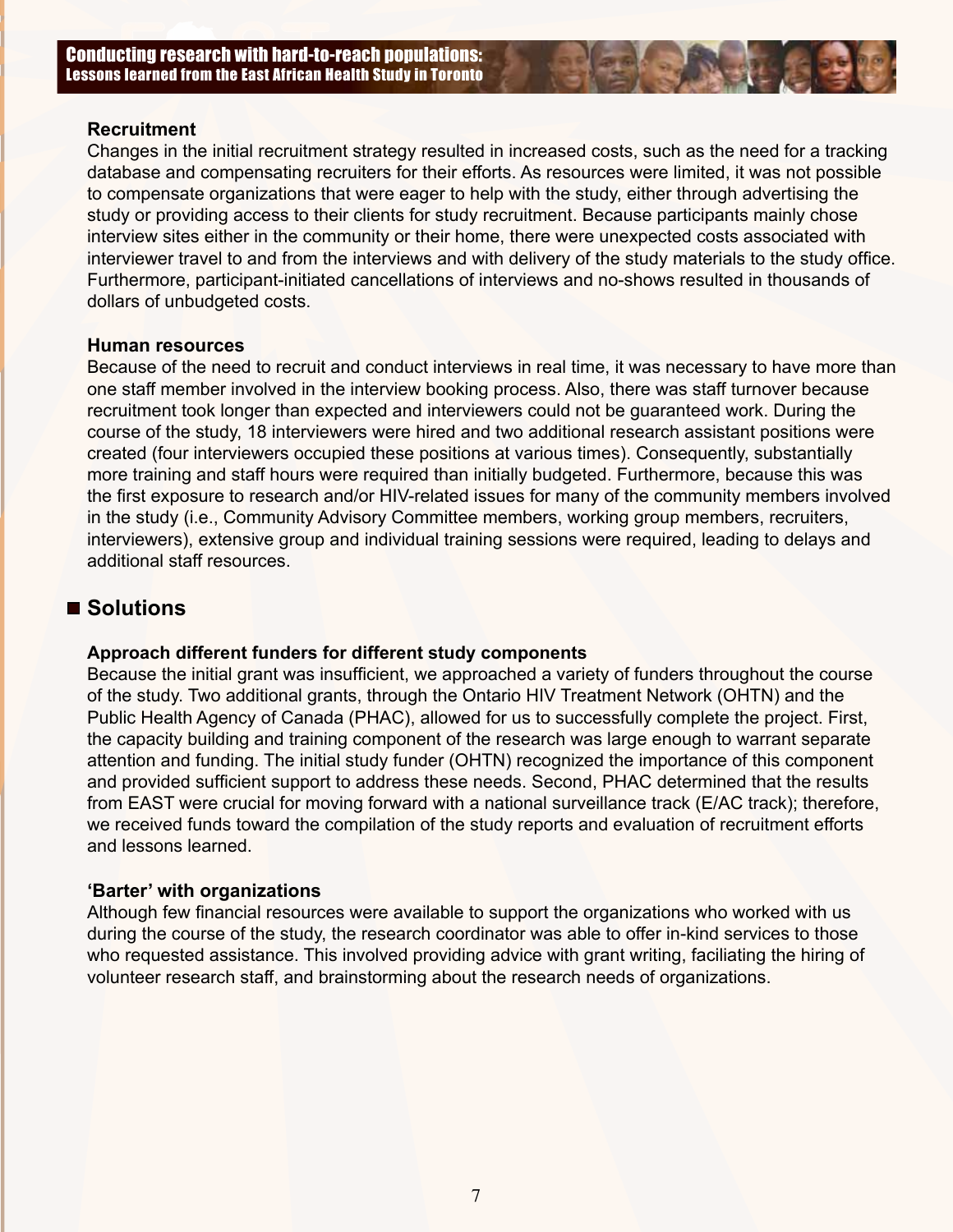### Recruitment

Changes in the initial recruitment strategy resulted in increased costs, such as the need for a tracking database and compensating recruiters for their efforts. As resources were limited, it was not possible to compensate organizations that were eager to help with the study, either through advertising the study or providing access to their clients for study recruitment. Because participants mainly chose interview sites either in the community or their home, there were unexpected costs associated with interviewer travel to and from the interviews and with delivery of the study materials to the study office. Furthermore, participant-initiated cancellations of interviews and no-shows resulted in thousands of dollars of unbudgeted costs.

### Human resources

Because of the need to recruit and conduct interviews in real time, it was necessary to have more than one staff member involved in the interview booking process. Also, there was staff turnover because recruitment took longer than expected and interviewers could not be guaranteed work. During the course of the study, 18 interviewers were hired and two additional research assistant positions were created (four interviewers occupied these positions at various times). Consequently, substantially more training and staff hours were required than initially budgeted. Furthermore, because this was the first exposure to research and/or HIV-related issues for many of the community members involved in the study (i.e., Community Advisory Committee members, working group members, recruiters, interviewers), extensive group and individual training sessions were required, leading to delays and additional staff resources.

## Solutions

### Approach different funders for different study components

Because the initial grant was insufficient, we approached a variety of funders throughout the course of the study. Two additional grants, through the Ontario HIV Treatment Network (OHTN) and the Public Health Agency of Canada (PHAC), allowed for us to successfully complete the project. First, the capacity building and training component of the research was large enough to warrant separate attention and funding. The initial study funder (OHTN) recognized the importance of this component and provided sufficient support to address these needs. Second, PHAC determined that the results from EAST were crucial for moving forward with a national surveillance track (E/AC track); therefore, we received funds toward the compilation of the study reports and evaluation of recruitment efforts and lessons learned.

### 'Barter' with organizations

Although few financial resources were available to support the organizations who worked with us during the course of the study, the research coordinator was able to offer in-kind services to those who requested assistance. This involved providing advice with grant writing, faciliating the hiring of volunteer research staff, and brainstorming about the research needs of organizations.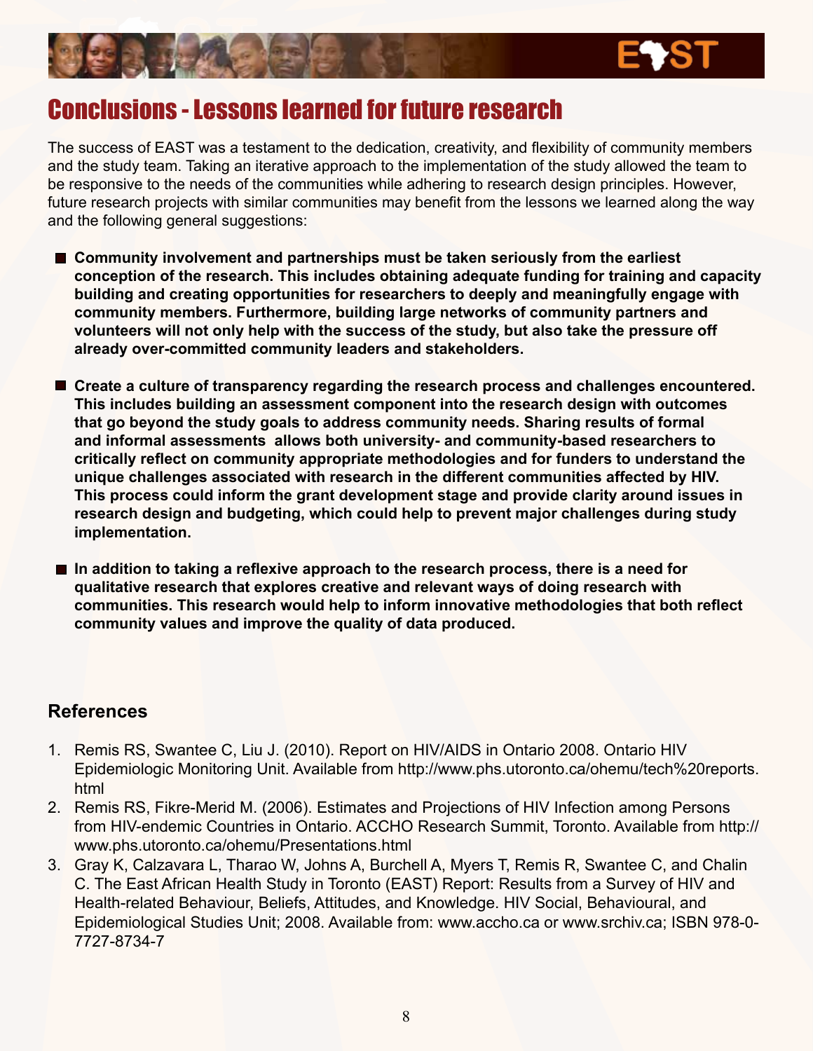# Conclusions - Lessons learned for future research

The success of EAST was a testament to the dedication, creativity, and flexibility of community members and the study team. Taking an iterative approach to the implementation of the study allowed the team to be responsive to the needs of the communities while adhering to research design principles. However, future research projects with similar communities may benefit from the lessons we learned along the way and the following general suggestions:

- **Community involvement and partnerships must be taken seriously from the earliest conception of the research. This includes obtaining adequate funding for training and capacity building and creating opportunities for researchers to deeply and meaningfully engage with community members. Furthermore, building large networks of community partners and volunteers will not only help with the success of the study, but also take the pressure off already over-committed community leaders and stakeholders.**

- **Create a culture of transparency regarding the research process and challenges encountered. This includes building an assessment component into the research design with outcomes that go beyond the study goals to address community needs. Sharing results of formal and informal assessments allows both university- and community-based researchers to critically reflect on community appropriate methodologies and for funders to understand the unique challenges associated with research in the different communities affected by HIV. This process could inform the grant development stage and provide clarity around issues in research design and budgeting, which could help to prevent major challenges during study implementation.**

- **In addition to taking a reflexive approach to the research process, there is a need for qualitative research that explores creative and relevant ways of doing research with communities. This research would help to inform innovative methodologies that both reflect community values and improve the quality of data produced.**

## References

1. Remis RS, Swantee C, Liu J. (2010). Report on HIV/AIDS in Ontario 2008. Ontario HIV Epidemiologic Monitoring Unit. Available from http://www.phs.utoronto.ca/ohemu/tech%20reports.html
2. Remis RS, Fikre-Merid M. (2006). Estimates and Projections of HIV Infection among Persons from HIV-endemic Countries in Ontario. ACCHO Research Summit, Toronto. Available from http://www.phs.utoronto.ca/ohemu/Presentations.html
3. Gray K, Calzavara L, Tharao W, Johns A, Burchell A, Myers T, Remis R, Swantee C, and Chalin C. The East African Health Study in Toronto (EAST) Report: Results from a Survey of HIV and Health-related Behaviour, Beliefs, Attitudes, and Knowledge. HIV Social, Behavioural, and Epidemiological Studies Unit; 2008. Available from: www.accho.ca or www.srchiv.ca; ISBN 978-0-7727-8734-7